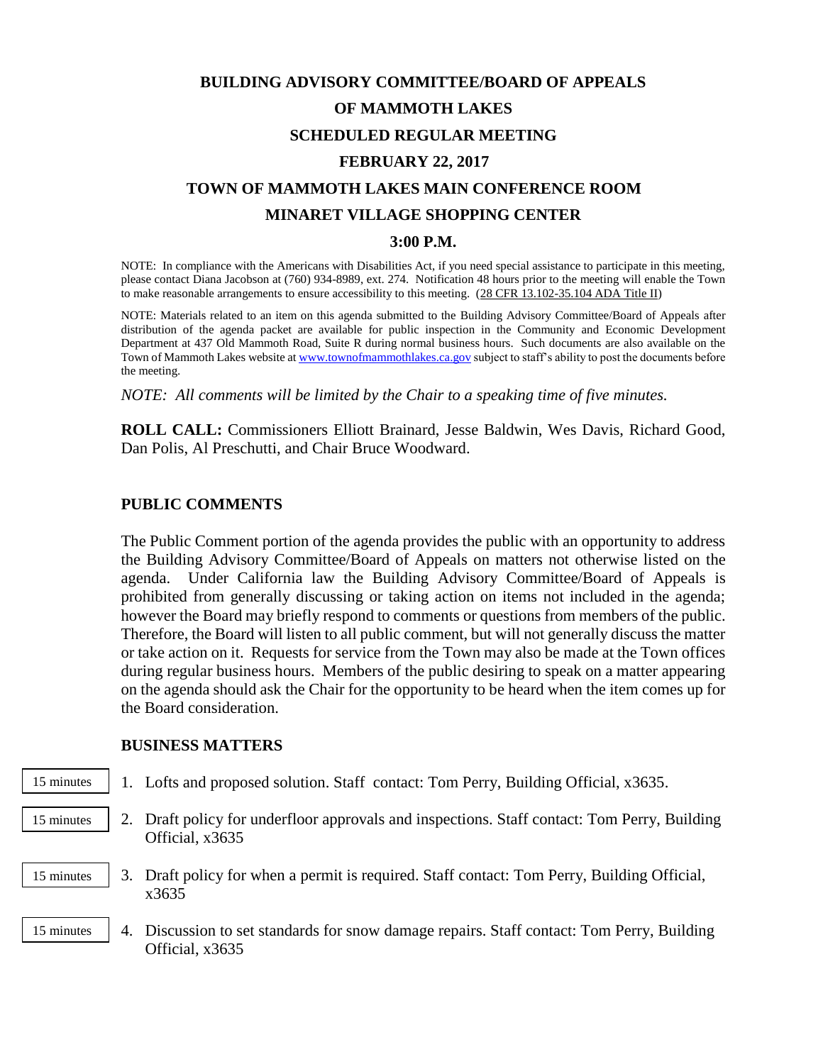# BUILDING ADVISORY COMMITTEE/BOARD OF APPEALS
# OF MAMMOTH LAKES
## SCHEDULED REGULAR MEETING
## FEBRUARY 22, 2017
## TOWN OF MAMMOTH LAKES MAIN CONFERENCE ROOM
## MINARET VILLAGE SHOPPING CENTER
## 3:00 P.M.

NOTE: In compliance with the Americans with Disabilities Act, if you need special assistance to participate in this meeting, please contact Diana Jacobson at (760) 934-8989, ext. 274. Notification 48 hours prior to the meeting will enable the Town to make reasonable arrangements to ensure accessibility to this meeting. (28 CFR 13.102-35.104 ADA Title II)

NOTE: Materials related to an item on this agenda submitted to the Building Advisory Committee/Board of Appeals after distribution of the agenda packet are available for public inspection in the Community and Economic Development Department at 437 Old Mammoth Road, Suite R during normal business hours. Such documents are also available on the Town of Mammoth Lakes website at www.townofmammothlakes.ca.gov subject to staff's ability to post the documents before the meeting.

*NOTE: All comments will be limited by the Chair to a speaking time of five minutes.*

**ROLL CALL:** Commissioners Elliott Brainard, Jesse Baldwin, Wes Davis, Richard Good, Dan Polis, Al Preschutti, and Chair Bruce Woodward.

### PUBLIC COMMENTS

The Public Comment portion of the agenda provides the public with an opportunity to address the Building Advisory Committee/Board of Appeals on matters not otherwise listed on the agenda. Under California law the Building Advisory Committee/Board of Appeals is prohibited from generally discussing or taking action on items not included in the agenda; however the Board may briefly respond to comments or questions from members of the public. Therefore, the Board will listen to all public comment, but will not generally discuss the matter or take action on it. Requests for service from the Town may also be made at the Town offices during regular business hours. Members of the public desiring to speak on a matter appearing on the agenda should ask the Chair for the opportunity to be heard when the item comes up for the Board consideration.

### BUSINESS MATTERS

15 minutes

1. Lofts and proposed solution. Staff contact: Tom Perry, Building Official, x3635.

15 minutes

2. Draft policy for underfloor approvals and inspections. Staff contact: Tom Perry, Building Official, x3635

15 minutes

3. Draft policy for when a permit is required. Staff contact: Tom Perry, Building Official, x3635

15 minutes

4. Discussion to set standards for snow damage repairs. Staff contact: Tom Perry, Building Official, x3635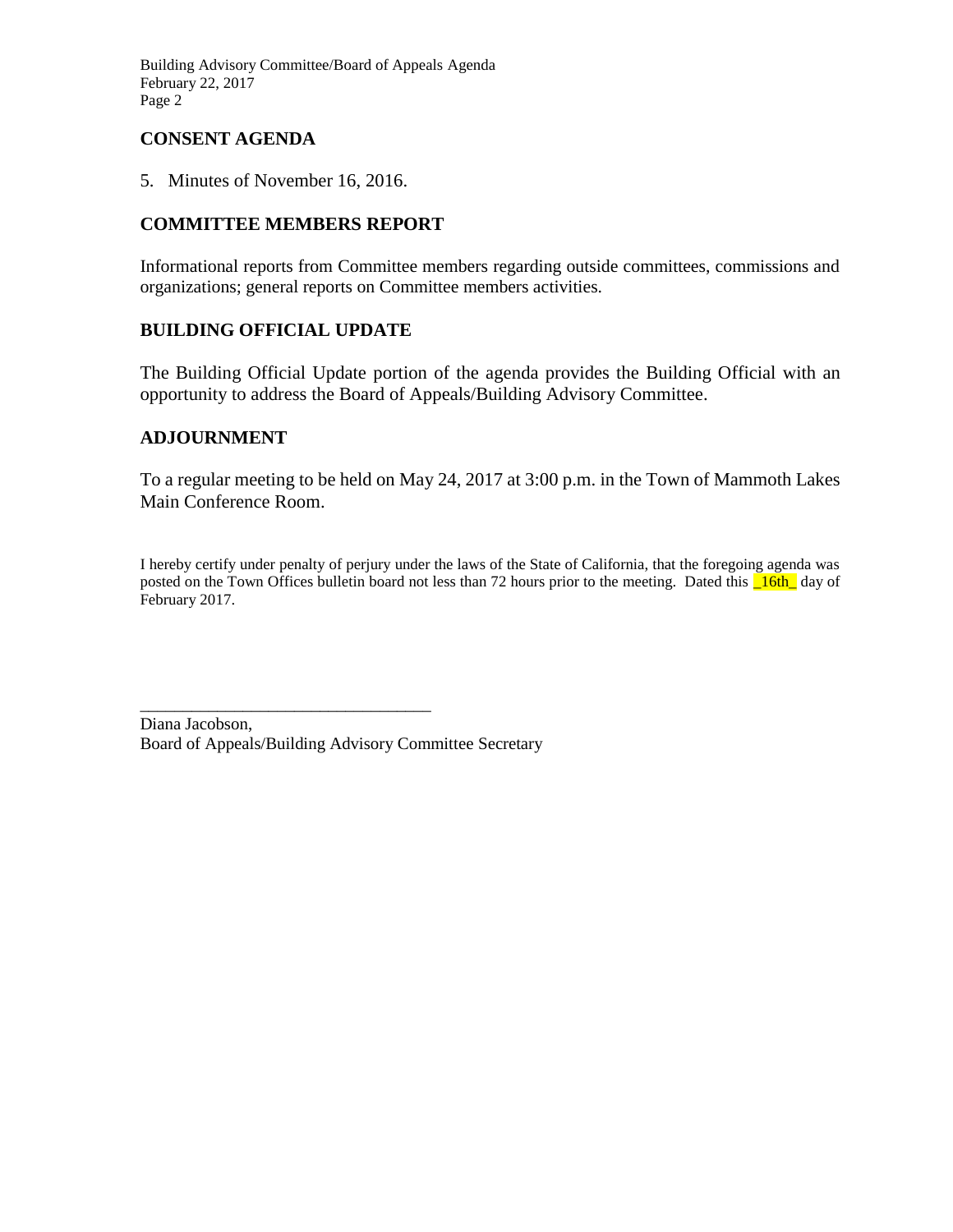## CONSENT AGENDA

5. Minutes of November 16, 2016.

## COMMITTEE MEMBERS REPORT

Informational reports from Committee members regarding outside committees, commissions and organizations; general reports on Committee members activities.

## BUILDING OFFICIAL UPDATE

The Building Official Update portion of the agenda provides the Building Official with an opportunity to address the Board of Appeals/Building Advisory Committee.

## ADJOURNMENT

To a regular meeting to be held on May 24, 2017 at 3:00 p.m. in the Town of Mammoth Lakes Main Conference Room.

I hereby certify under penalty of perjury under the laws of the State of California, that the foregoing agenda was posted on the Town Offices bulletin board not less than 72 hours prior to the meeting. Dated this _16th_ day of February 2017.

___________________________________

Diana Jacobson,
Board of Appeals/Building Advisory Committee Secretary